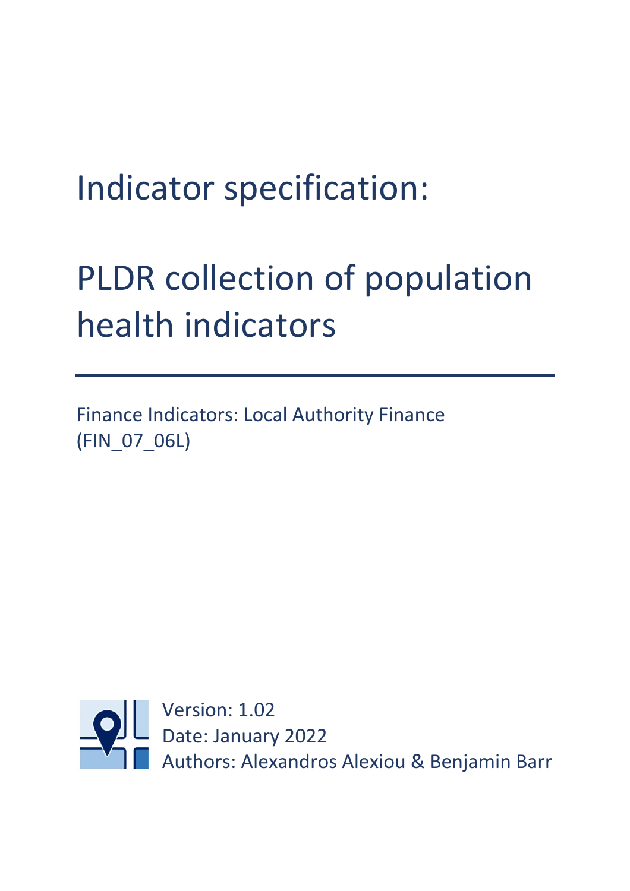# Indicator specification:

# PLDR collection of population health indicators

Finance Indicators: Local Authority Finance (FIN_07_06L)

Version: 1.02
Date: January 2022
Authors: Alexandros Alexiou & Benjamin Barr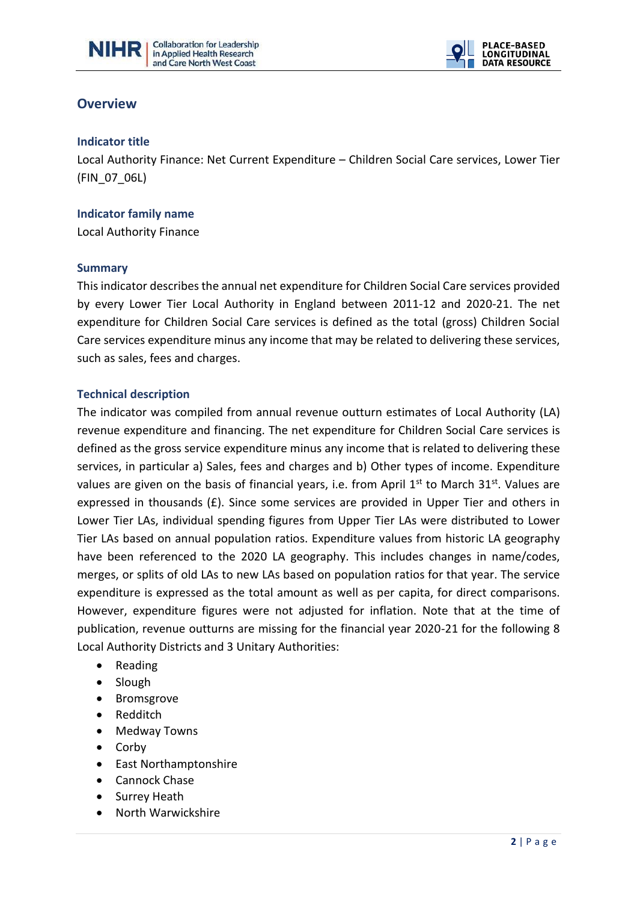## Overview

### Indicator title

Local Authority Finance: Net Current Expenditure – Children Social Care services, Lower Tier (FIN_07_06L)

### Indicator family name

Local Authority Finance

### Summary

This indicator describes the annual net expenditure for Children Social Care services provided by every Lower Tier Local Authority in England between 2011-12 and 2020-21. The net expenditure for Children Social Care services is defined as the total (gross) Children Social Care services expenditure minus any income that may be related to delivering these services, such as sales, fees and charges.

### Technical description

The indicator was compiled from annual revenue outturn estimates of Local Authority (LA) revenue expenditure and financing. The net expenditure for Children Social Care services is defined as the gross service expenditure minus any income that is related to delivering these services, in particular a) Sales, fees and charges and b) Other types of income. Expenditure values are given on the basis of financial years, i.e. from April 1st to March 31st. Values are expressed in thousands (£). Since some services are provided in Upper Tier and others in Lower Tier LAs, individual spending figures from Upper Tier LAs were distributed to Lower Tier LAs based on annual population ratios. Expenditure values from historic LA geography have been referenced to the 2020 LA geography. This includes changes in name/codes, merges, or splits of old LAs to new LAs based on population ratios for that year. The service expenditure is expressed as the total amount as well as per capita, for direct comparisons. However, expenditure figures were not adjusted for inflation. Note that at the time of publication, revenue outturns are missing for the financial year 2020-21 for the following 8 Local Authority Districts and 3 Unitary Authorities:

- Reading
- Slough
- Bromsgrove
- Redditch
- Medway Towns
- Corby
- East Northamptonshire
- Cannock Chase
- Surrey Heath
- North Warwickshire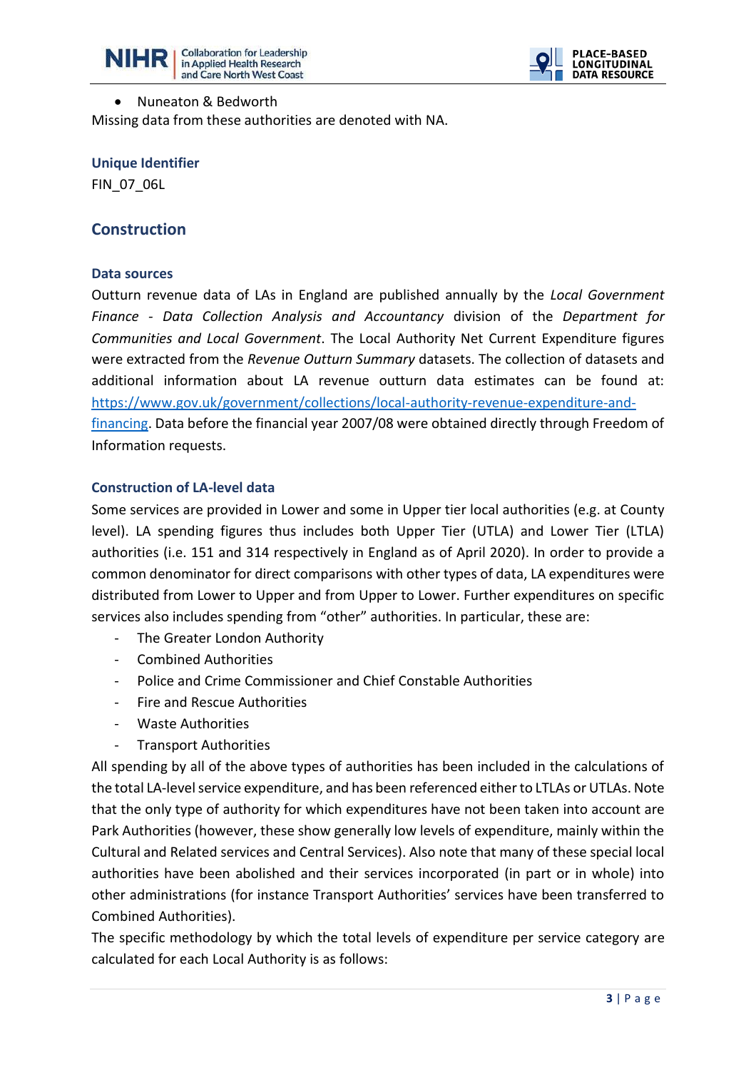- Nuneaton & Bedworth

Missing data from these authorities are denoted with NA.

### Unique Identifier

FIN_07_06L

## Construction

### Data sources

Outturn revenue data of LAs in England are published annually by the *Local Government Finance - Data Collection Analysis and Accountancy* division of the *Department for Communities and Local Government*. The Local Authority Net Current Expenditure figures were extracted from the *Revenue Outturn Summary* datasets. The collection of datasets and additional information about LA revenue outturn data estimates can be found at: [https://www.gov.uk/government/collections/local-authority-revenue-expenditure-and-financing](https://www.gov.uk/government/collections/local-authority-revenue-expenditure-and-financing). Data before the financial year 2007/08 were obtained directly through Freedom of Information requests.

### Construction of LA-level data

Some services are provided in Lower and some in Upper tier local authorities (e.g. at County level). LA spending figures thus includes both Upper Tier (UTLA) and Lower Tier (LTLA) authorities (i.e. 151 and 314 respectively in England as of April 2020). In order to provide a common denominator for direct comparisons with other types of data, LA expenditures were distributed from Lower to Upper and from Upper to Lower. Further expenditures on specific services also includes spending from "other" authorities. In particular, these are:

- The Greater London Authority
- Combined Authorities
- Police and Crime Commissioner and Chief Constable Authorities
- Fire and Rescue Authorities
- Waste Authorities
- Transport Authorities

All spending by all of the above types of authorities has been included in the calculations of the total LA-level service expenditure, and has been referenced either to LTLAs or UTLAs. Note that the only type of authority for which expenditures have not been taken into account are Park Authorities (however, these show generally low levels of expenditure, mainly within the Cultural and Related services and Central Services). Also note that many of these special local authorities have been abolished and their services incorporated (in part or in whole) into other administrations (for instance Transport Authorities' services have been transferred to Combined Authorities).

The specific methodology by which the total levels of expenditure per service category are calculated for each Local Authority is as follows: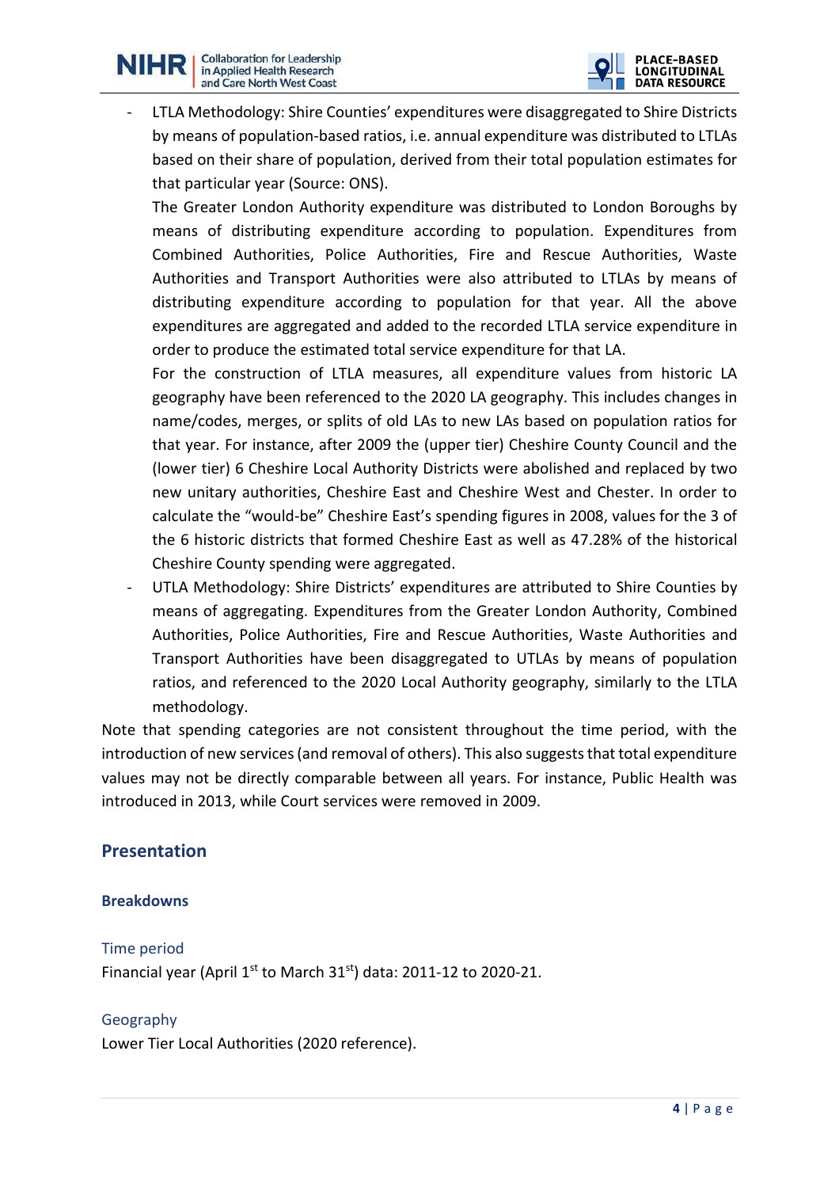- LTLA Methodology: Shire Counties' expenditures were disaggregated to Shire Districts by means of population-based ratios, i.e. annual expenditure was distributed to LTLAs based on their share of population, derived from their total population estimates for that particular year (Source: ONS).

  The Greater London Authority expenditure was distributed to London Boroughs by means of distributing expenditure according to population. Expenditures from Combined Authorities, Police Authorities, Fire and Rescue Authorities, Waste Authorities and Transport Authorities were also attributed to LTLAs by means of distributing expenditure according to population for that year. All the above expenditures are aggregated and added to the recorded LTLA service expenditure in order to produce the estimated total service expenditure for that LA.

  For the construction of LTLA measures, all expenditure values from historic LA geography have been referenced to the 2020 LA geography. This includes changes in name/codes, merges, or splits of old LAs to new LAs based on population ratios for that year. For instance, after 2009 the (upper tier) Cheshire County Council and the (lower tier) 6 Cheshire Local Authority Districts were abolished and replaced by two new unitary authorities, Cheshire East and Cheshire West and Chester. In order to calculate the "would-be" Cheshire East's spending figures in 2008, values for the 3 of the 6 historic districts that formed Cheshire East as well as 47.28% of the historical Cheshire County spending were aggregated.
- UTLA Methodology: Shire Districts' expenditures are attributed to Shire Counties by means of aggregating. Expenditures from the Greater London Authority, Combined Authorities, Police Authorities, Fire and Rescue Authorities, Waste Authorities and Transport Authorities have been disaggregated to UTLAs by means of population ratios, and referenced to the 2020 Local Authority geography, similarly to the LTLA methodology.

Note that spending categories are not consistent throughout the time period, with the introduction of new services (and removal of others). This also suggests that total expenditure values may not be directly comparable between all years. For instance, Public Health was introduced in 2013, while Court services were removed in 2009.

## Presentation

### Breakdowns

#### Time period

Financial year (April 1st to March 31st) data: 2011-12 to 2020-21.

#### Geography

Lower Tier Local Authorities (2020 reference).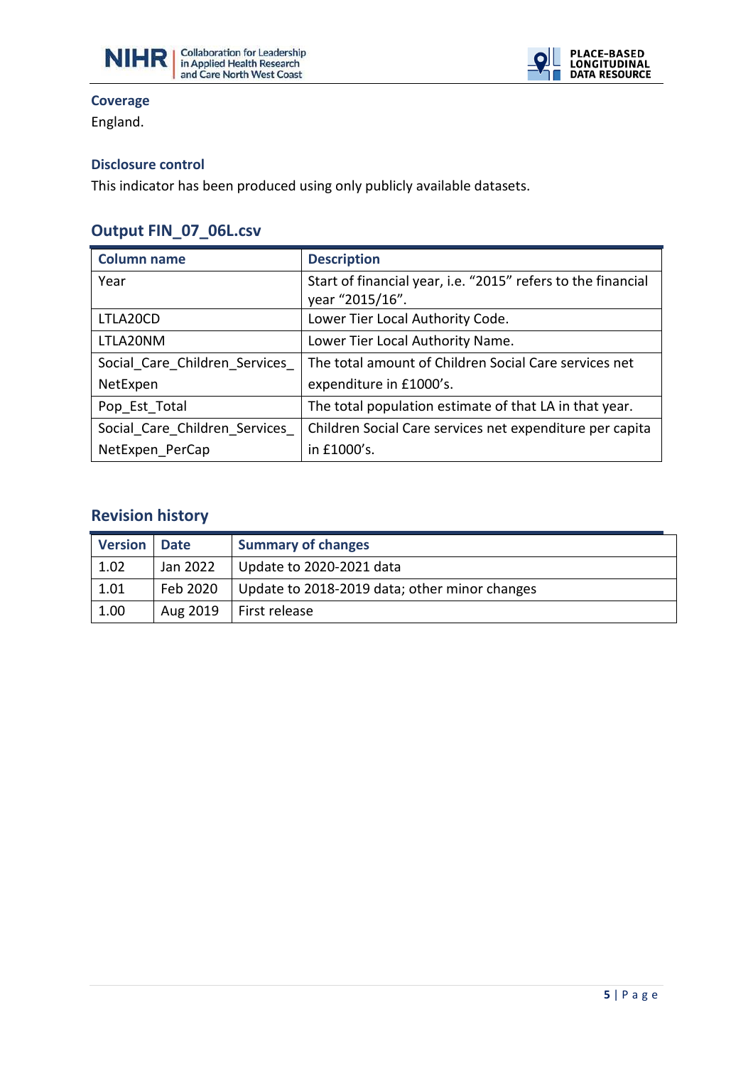### Coverage

England.

### Disclosure control

This indicator has been produced using only publicly available datasets.

## Output FIN_07_06L.csv

| Column name | Description |
|---|---|
| Year | Start of financial year, i.e. "2015" refers to the financial year "2015/16". |
| LTLA20CD | Lower Tier Local Authority Code. |
| LTLA20NM | Lower Tier Local Authority Name. |
| Social_Care_Children_Services_NetExpen | The total amount of Children Social Care services net expenditure in £1000's. |
| Pop_Est_Total | The total population estimate of that LA in that year. |
| Social_Care_Children_Services_NetExpen_PerCap | Children Social Care services net expenditure per capita in £1000's. |

## Revision history

| Version | Date | Summary of changes |
|---|---|---|
| 1.02 | Jan 2022 | Update to 2020-2021 data |
| 1.01 | Feb 2020 | Update to 2018-2019 data; other minor changes |
| 1.00 | Aug 2019 | First release |